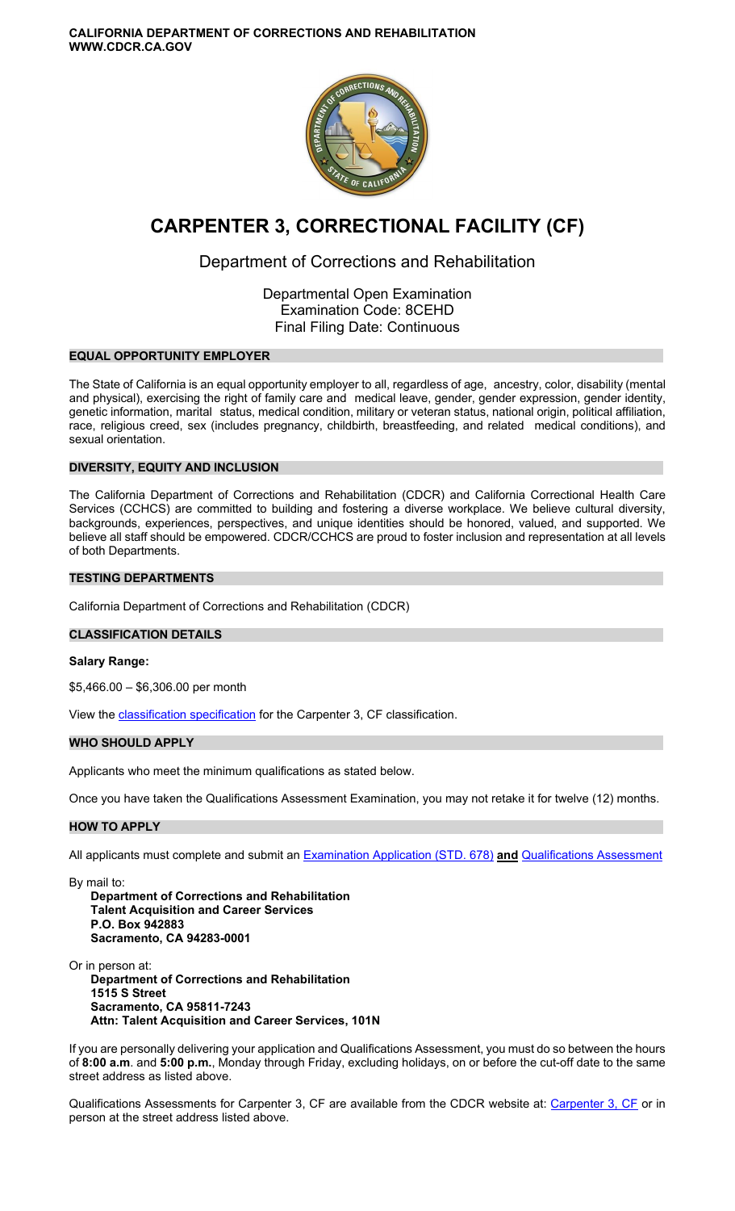**CALIFORNIA DEPARTMENT OF CORRECTIONS AND REHABILITATION**
**WWW.CDCR.CA.GOV**

# CARPENTER 3, CORRECTIONAL FACILITY (CF)

## Department of Corrections and Rehabilitation

Departmental Open Examination
Examination Code: 8CEHD
Final Filing Date: Continuous

### EQUAL OPPORTUNITY EMPLOYER

The State of California is an equal opportunity employer to all, regardless of age, ancestry, color, disability (mental and physical), exercising the right of family care and medical leave, gender, gender expression, gender identity, genetic information, marital status, medical condition, military or veteran status, national origin, political affiliation, race, religious creed, sex (includes pregnancy, childbirth, breastfeeding, and related medical conditions), and sexual orientation.

### DIVERSITY, EQUITY AND INCLUSION

The California Department of Corrections and Rehabilitation (CDCR) and California Correctional Health Care Services (CCHCS) are committed to building and fostering a diverse workplace. We believe cultural diversity, backgrounds, experiences, perspectives, and unique identities should be honored, valued, and supported. We believe all staff should be empowered. CDCR/CCHCS are proud to foster inclusion and representation at all levels of both Departments.

### TESTING DEPARTMENTS

California Department of Corrections and Rehabilitation (CDCR)

### CLASSIFICATION DETAILS

**Salary Range:**

$5,466.00 – $6,306.00 per month

View the classification specification for the Carpenter 3, CF classification.

### WHO SHOULD APPLY

Applicants who meet the minimum qualifications as stated below.

Once you have taken the Qualifications Assessment Examination, you may not retake it for twelve (12) months.

### HOW TO APPLY

All applicants must complete and submit an Examination Application (STD. 678) **and** Qualifications Assessment

By mail to:
**Department of Corrections and Rehabilitation**
**Talent Acquisition and Career Services**
**P.O. Box 942883**
**Sacramento, CA 94283-0001**

Or in person at:
**Department of Corrections and Rehabilitation**
**1515 S Street**
**Sacramento, CA 95811-7243**
**Attn: Talent Acquisition and Career Services, 101N**

If you are personally delivering your application and Qualifications Assessment, you must do so between the hours of **8:00 a.m**. and **5:00 p.m.**, Monday through Friday, excluding holidays, on or before the cut-off date to the same street address as listed above.

Qualifications Assessments for Carpenter 3, CF are available from the CDCR website at: Carpenter 3, CF or in person at the street address listed above.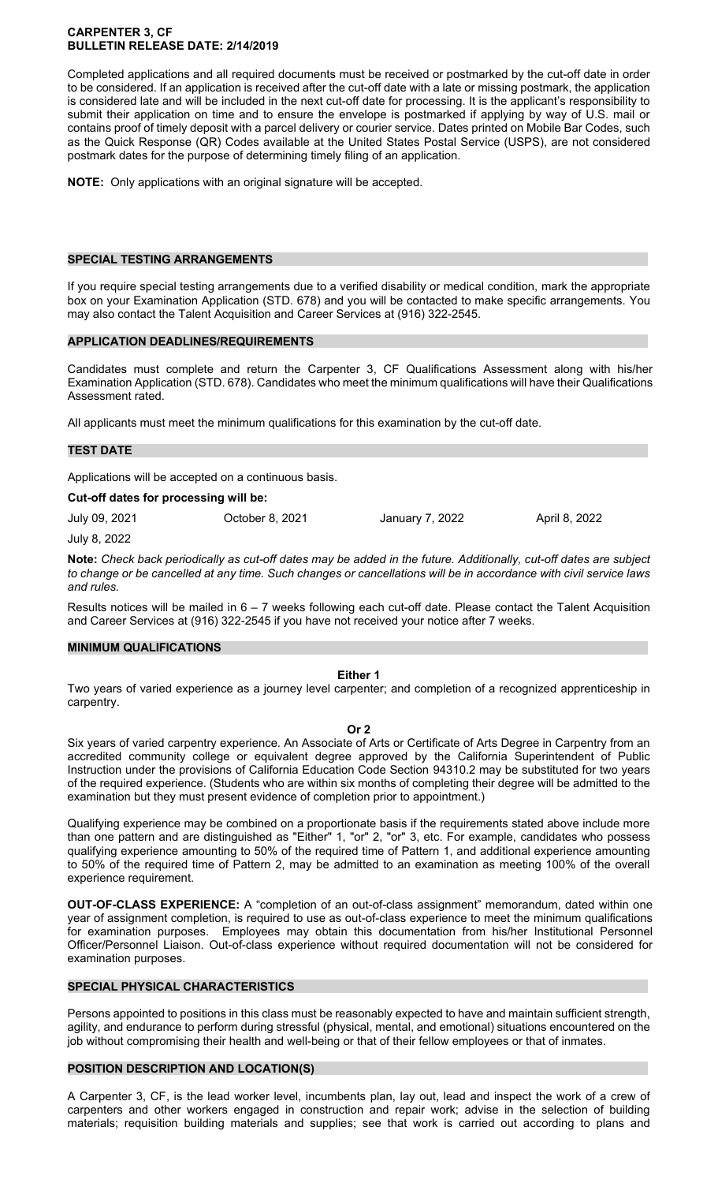**CARPENTER 3, CF**
**BULLETIN RELEASE DATE: 2/14/2019**

Completed applications and all required documents must be received or postmarked by the cut-off date in order to be considered. If an application is received after the cut-off date with a late or missing postmark, the application is considered late and will be included in the next cut-off date for processing. It is the applicant's responsibility to submit their application on time and to ensure the envelope is postmarked if applying by way of U.S. mail or contains proof of timely deposit with a parcel delivery or courier service. Dates printed on Mobile Bar Codes, such as the Quick Response (QR) Codes available at the United States Postal Service (USPS), are not considered postmark dates for the purpose of determining timely filing of an application.

**NOTE:** Only applications with an original signature will be accepted.

## SPECIAL TESTING ARRANGEMENTS

If you require special testing arrangements due to a verified disability or medical condition, mark the appropriate box on your Examination Application (STD. 678) and you will be contacted to make specific arrangements. You may also contact the Talent Acquisition and Career Services at (916) 322-2545.

## APPLICATION DEADLINES/REQUIREMENTS

Candidates must complete and return the Carpenter 3, CF Qualifications Assessment along with his/her Examination Application (STD. 678). Candidates who meet the minimum qualifications will have their Qualifications Assessment rated.

All applicants must meet the minimum qualifications for this examination by the cut-off date.

## TEST DATE

Applications will be accepted on a continuous basis.

**Cut-off dates for processing will be:**

July 09, 2021 | October 8, 2021 | January 7, 2022 | April 8, 2022

July 8, 2022

**Note:** *Check back periodically as cut-off dates may be added in the future. Additionally, cut-off dates are subject to change or be cancelled at any time. Such changes or cancellations will be in accordance with civil service laws and rules.*

Results notices will be mailed in 6 – 7 weeks following each cut-off date. Please contact the Talent Acquisition and Career Services at (916) 322-2545 if you have not received your notice after 7 weeks.

## MINIMUM QUALIFICATIONS

**Either 1**

Two years of varied experience as a journey level carpenter; and completion of a recognized apprenticeship in carpentry.

**Or 2**

Six years of varied carpentry experience. An Associate of Arts or Certificate of Arts Degree in Carpentry from an accredited community college or equivalent degree approved by the California Superintendent of Public Instruction under the provisions of California Education Code Section 94310.2 may be substituted for two years of the required experience. (Students who are within six months of completing their degree will be admitted to the examination but they must present evidence of completion prior to appointment.)

Qualifying experience may be combined on a proportionate basis if the requirements stated above include more than one pattern and are distinguished as "Either" 1, "or" 2, "or" 3, etc. For example, candidates who possess qualifying experience amounting to 50% of the required time of Pattern 1, and additional experience amounting to 50% of the required time of Pattern 2, may be admitted to an examination as meeting 100% of the overall experience requirement.

**OUT-OF-CLASS EXPERIENCE:** A "completion of an out-of-class assignment" memorandum, dated within one year of assignment completion, is required to use as out-of-class experience to meet the minimum qualifications for examination purposes. Employees may obtain this documentation from his/her Institutional Personnel Officer/Personnel Liaison. Out-of-class experience without required documentation will not be considered for examination purposes.

## SPECIAL PHYSICAL CHARACTERISTICS

Persons appointed to positions in this class must be reasonably expected to have and maintain sufficient strength, agility, and endurance to perform during stressful (physical, mental, and emotional) situations encountered on the job without compromising their health and well-being or that of their fellow employees or that of inmates.

## POSITION DESCRIPTION AND LOCATION(S)

A Carpenter 3, CF, is the lead worker level, incumbents plan, lay out, lead and inspect the work of a crew of carpenters and other workers engaged in construction and repair work; advise in the selection of building materials; requisition building materials and supplies; see that work is carried out according to plans and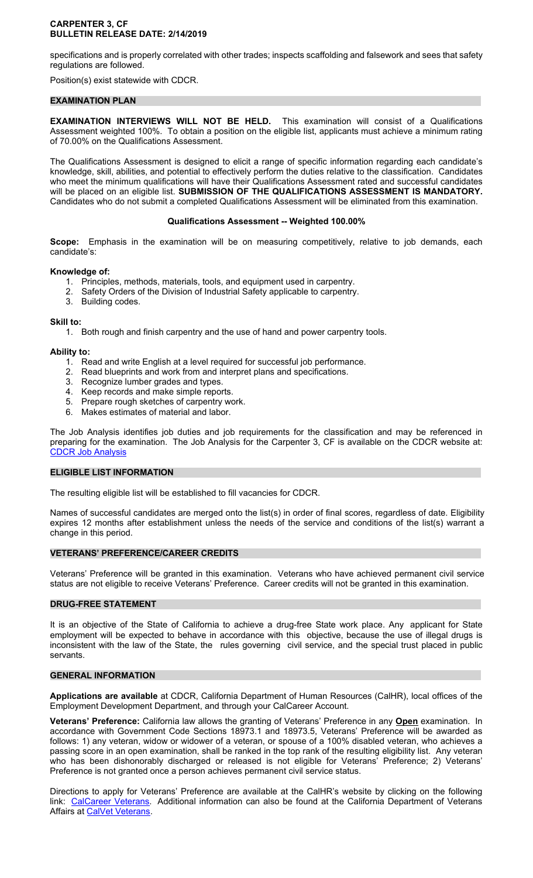specifications and is properly correlated with other trades; inspects scaffolding and falsework and sees that safety regulations are followed.

Position(s) exist statewide with CDCR.

## EXAMINATION PLAN

**EXAMINATION INTERVIEWS WILL NOT BE HELD.** This examination will consist of a Qualifications Assessment weighted 100%. To obtain a position on the eligible list, applicants must achieve a minimum rating of 70.00% on the Qualifications Assessment.

The Qualifications Assessment is designed to elicit a range of specific information regarding each candidate's knowledge, skill, abilities, and potential to effectively perform the duties relative to the classification. Candidates who meet the minimum qualifications will have their Qualifications Assessment rated and successful candidates will be placed on an eligible list. **SUBMISSION OF THE QUALIFICATIONS ASSESSMENT IS MANDATORY.** Candidates who do not submit a completed Qualifications Assessment will be eliminated from this examination.

### Qualifications Assessment -- Weighted 100.00%

**Scope:** Emphasis in the examination will be on measuring competitively, relative to job demands, each candidate's:

**Knowledge of:**

1. Principles, methods, materials, tools, and equipment used in carpentry.
2. Safety Orders of the Division of Industrial Safety applicable to carpentry.
3. Building codes.

**Skill to:**

1. Both rough and finish carpentry and the use of hand and power carpentry tools.

**Ability to:**

1. Read and write English at a level required for successful job performance.
2. Read blueprints and work from and interpret plans and specifications.
3. Recognize lumber grades and types.
4. Keep records and make simple reports.
5. Prepare rough sketches of carpentry work.
6. Makes estimates of material and labor.

The Job Analysis identifies job duties and job requirements for the classification and may be referenced in preparing for the examination. The Job Analysis for the Carpenter 3, CF is available on the CDCR website at: CDCR Job Analysis

## ELIGIBLE LIST INFORMATION

The resulting eligible list will be established to fill vacancies for CDCR.

Names of successful candidates are merged onto the list(s) in order of final scores, regardless of date. Eligibility expires 12 months after establishment unless the needs of the service and conditions of the list(s) warrant a change in this period.

## VETERANS' PREFERENCE/CAREER CREDITS

Veterans' Preference will be granted in this examination. Veterans who have achieved permanent civil service status are not eligible to receive Veterans' Preference. Career credits will not be granted in this examination.

## DRUG-FREE STATEMENT

It is an objective of the State of California to achieve a drug-free State work place. Any applicant for State employment will be expected to behave in accordance with this objective, because the use of illegal drugs is inconsistent with the law of the State, the rules governing civil service, and the special trust placed in public servants.

## GENERAL INFORMATION

**Applications are available** at CDCR, California Department of Human Resources (CalHR), local offices of the Employment Development Department, and through your CalCareer Account.

**Veterans' Preference:** California law allows the granting of Veterans' Preference in any **Open** examination. In accordance with Government Code Sections 18973.1 and 18973.5, Veterans' Preference will be awarded as follows: 1) any veteran, widow or widower of a veteran, or spouse of a 100% disabled veteran, who achieves a passing score in an open examination, shall be ranked in the top rank of the resulting eligibility list. Any veteran who has been dishonorably discharged or released is not eligible for Veterans' Preference; 2) Veterans' Preference is not granted once a person achieves permanent civil service status.

Directions to apply for Veterans' Preference are available at the CalHR's website by clicking on the following link: CalCareer Veterans. Additional information can also be found at the California Department of Veterans Affairs at CalVet Veterans.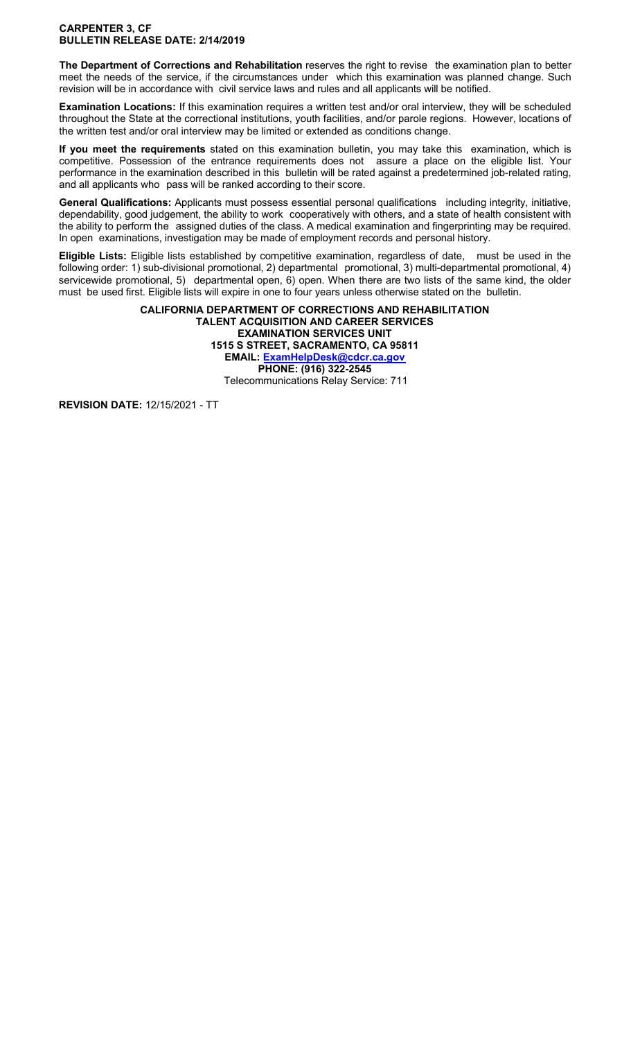**CARPENTER 3, CF**
**BULLETIN RELEASE DATE: 2/14/2019**

**The Department of Corrections and Rehabilitation** reserves the right to revise the examination plan to better meet the needs of the service, if the circumstances under which this examination was planned change. Such revision will be in accordance with civil service laws and rules and all applicants will be notified.

**Examination Locations:** If this examination requires a written test and/or oral interview, they will be scheduled throughout the State at the correctional institutions, youth facilities, and/or parole regions. However, locations of the written test and/or oral interview may be limited or extended as conditions change.

**If you meet the requirements** stated on this examination bulletin, you may take this examination, which is competitive. Possession of the entrance requirements does not assure a place on the eligible list. Your performance in the examination described in this bulletin will be rated against a predetermined job-related rating, and all applicants who pass will be ranked according to their score.

**General Qualifications:** Applicants must possess essential personal qualifications including integrity, initiative, dependability, good judgement, the ability to work cooperatively with others, and a state of health consistent with the ability to perform the assigned duties of the class. A medical examination and fingerprinting may be required. In open examinations, investigation may be made of employment records and personal history.

**Eligible Lists:** Eligible lists established by competitive examination, regardless of date, must be used in the following order: 1) sub-divisional promotional, 2) departmental promotional, 3) multi-departmental promotional, 4) servicewide promotional, 5) departmental open, 6) open. When there are two lists of the same kind, the older must be used first. Eligible lists will expire in one to four years unless otherwise stated on the bulletin.

**CALIFORNIA DEPARTMENT OF CORRECTIONS AND REHABILITATION**
**TALENT ACQUISITION AND CAREER SERVICES**
**EXAMINATION SERVICES UNIT**
**1515 S STREET, SACRAMENTO, CA 95811**
**EMAIL: ExamHelpDesk@cdcr.ca.gov**
**PHONE: (916) 322-2545**
Telecommunications Relay Service: 711

**REVISION DATE:** 12/15/2021 - TT